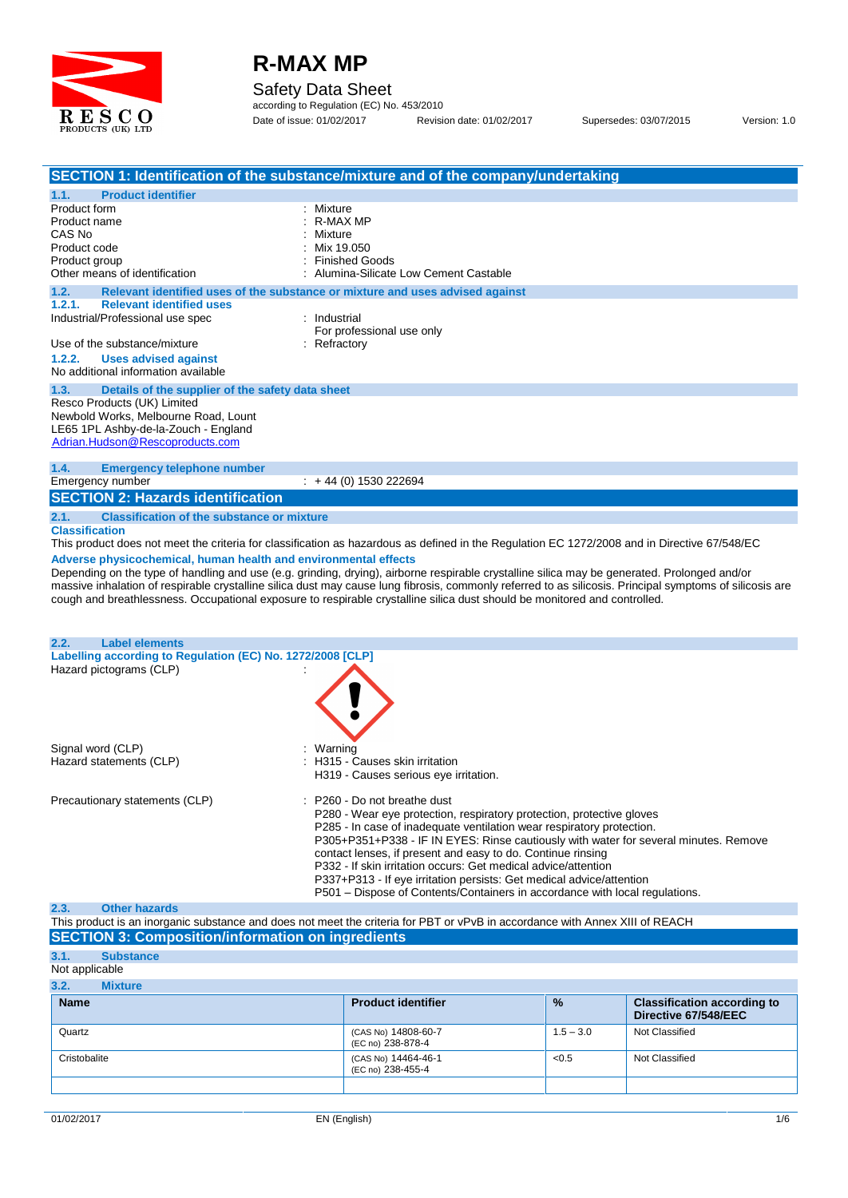# R-MAX MP

## Safety Data Sheet

according to Regulation (EC) No. 453/2010

Date of issue: 01/02/2017 Revision date: 01/02/2017 Supersedes: 03/07/2015 Version: 1.0

## SECTION 1: Identification of the substance/mixture and of the company/undertaking

### 1.1. Product identifier

| | |
|---|---|
| Product form | : Mixture |
| Product name | : R-MAX MP |
| CAS No | : Mixture |
| Product code | : Mix 19.050 |
| Product group | : Finished Goods |
| Other means of identification | : Alumina-Silicate Low Cement Castable |

### 1.2. Relevant identified uses of the substance or mixture and uses advised against

#### 1.2.1. Relevant identified uses

| | |
|---|---|
| Industrial/Professional use spec | : Industrial<br>For professional use only |
| Use of the substance/mixture | : Refractory |

#### 1.2.2. Uses advised against

No additional information available

### 1.3. Details of the supplier of the safety data sheet

Resco Products (UK) Limited
Newbold Works, Melbourne Road, Lount
LE65 1PL Ashby-de-la-Zouch - England
Adrian.Hudson@Rescoproducts.com

### 1.4. Emergency telephone number

Emergency number : + 44 (0) 1530 222694

## SECTION 2: Hazards identification

### 2.1. Classification of the substance or mixture

**Classification**

This product does not meet the criteria for classification as hazardous as defined in the Regulation EC 1272/2008 and in Directive 67/548/EC

**Adverse physicochemical, human health and environmental effects**

Depending on the type of handling and use (e.g. grinding, drying), airborne respirable crystalline silica may be generated. Prolonged and/or massive inhalation of respirable crystalline silica dust may cause lung fibrosis, commonly referred to as silicosis. Principal symptoms of silicosis are cough and breathlessness. Occupational exposure to respirable crystalline silica dust should be monitored and controlled.

### 2.2. Label elements

**Labelling according to Regulation (EC) No. 1272/2008 [CLP]**

Hazard pictograms (CLP) :

Signal word (CLP) : Warning

Hazard statements (CLP) :
- H315 - Causes skin irritation
- H319 - Causes serious eye irritation.

Precautionary statements (CLP) :
- P260 - Do not breathe dust
- P280 - Wear eye protection, respiratory protection, protective gloves
- P285 - In case of inadequate ventilation wear respiratory protection.
- P305+P351+P338 - IF IN EYES: Rinse cautiously with water for several minutes. Remove contact lenses, if present and easy to do. Continue rinsing
- P332 - If skin irritation occurs: Get medical advice/attention
- P337+P313 - If eye irritation persists: Get medical advice/attention
- P501 – Dispose of Contents/Containers in accordance with local regulations.

### 2.3. Other hazards

This product is an inorganic substance and does not meet the criteria for PBT or vPvB in accordance with Annex XIII of REACH

## SECTION 3: Composition/information on ingredients

### 3.1. Substance

Not applicable

### 3.2. Mixture

| Name | Product identifier | % | Classification according to Directive 67/548/EEC |
|---|---|---|---|
| Quartz | (CAS No) 14808-60-7<br>(EC no) 238-878-4 | 1.5 – 3.0 | Not Classified |
| Cristobalite | (CAS No) 14464-46-1<br>(EC no) 238-455-4 | <0.5 | Not Classified |
| | | | |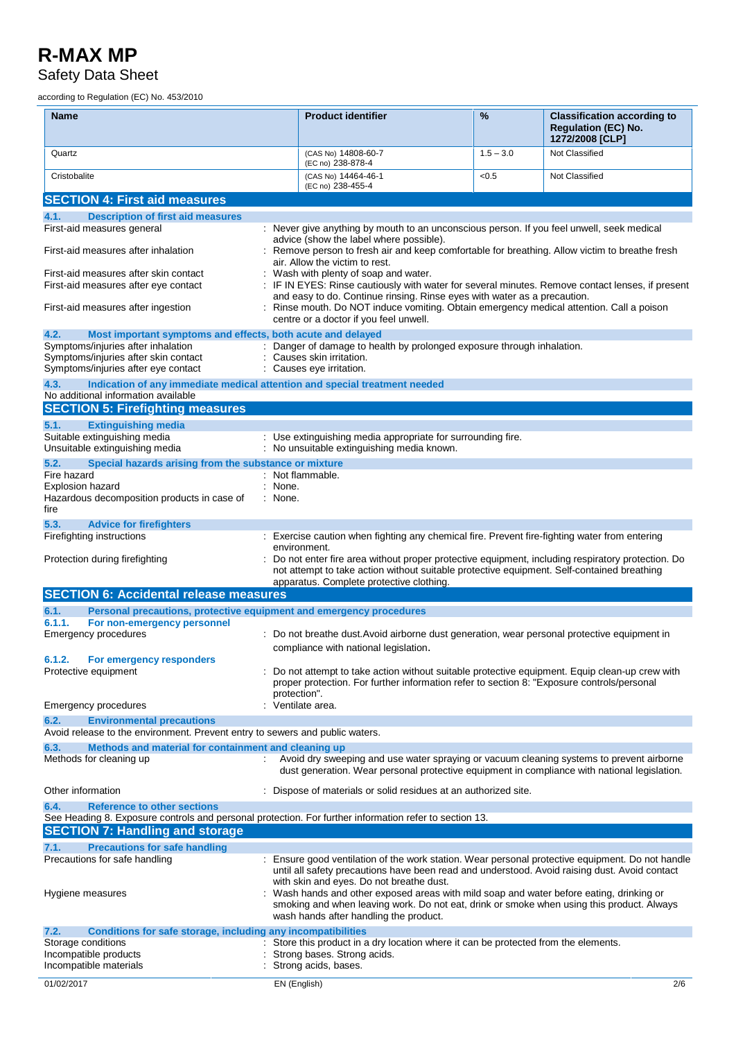| Name | Product identifier | % | Classification according to Regulation (EC) No. 1272/2008 [CLP] |
|---|---|---|---|
| Quartz | (CAS No) 14808-60-7 (EC no) 238-878-4 | 1.5 – 3.0 | Not Classified |
| Cristobalite | (CAS No) 14464-46-1 (EC no) 238-455-4 | <0.5 | Not Classified |

## SECTION 4: First aid measures

### 4.1. Description of first aid measures

First-aid measures general : Never give anything by mouth to an unconscious person. If you feel unwell, seek medical advice (show the label where possible).

First-aid measures after inhalation : Remove person to fresh air and keep comfortable for breathing. Allow victim to breathe fresh air. Allow the victim to rest.

First-aid measures after skin contact : Wash with plenty of soap and water.

First-aid measures after eye contact : IF IN EYES: Rinse cautiously with water for several minutes. Remove contact lenses, if present and easy to do. Continue rinsing. Rinse eyes with water as a precaution.

First-aid measures after ingestion : Rinse mouth. Do NOT induce vomiting. Obtain emergency medical attention. Call a poison centre or a doctor if you feel unwell.

### 4.2. Most important symptoms and effects, both acute and delayed

Symptoms/injuries after inhalation : Danger of damage to health by prolonged exposure through inhalation.

Symptoms/injuries after skin contact : Causes skin irritation.

Symptoms/injuries after eye contact : Causes eye irritation.

### 4.3. Indication of any immediate medical attention and special treatment needed

No additional information available

## SECTION 5: Firefighting measures

### 5.1. Extinguishing media

Suitable extinguishing media : Use extinguishing media appropriate for surrounding fire.

Unsuitable extinguishing media : No unsuitable extinguishing media known.

### 5.2. Special hazards arising from the substance or mixture

Fire hazard : Not flammable.

Explosion hazard : None.

Hazardous decomposition products in case of fire : None.

### 5.3. Advice for firefighters

Firefighting instructions : Exercise caution when fighting any chemical fire. Prevent fire-fighting water from entering environment.

Protection during firefighting : Do not enter fire area without proper protective equipment, including respiratory protection. Do not attempt to take action without suitable protective equipment. Self-contained breathing apparatus. Complete protective clothing.

## SECTION 6: Accidental release measures

### 6.1. Personal precautions, protective equipment and emergency procedures

#### 6.1.1. For non-emergency personnel

Emergency procedures : Do not breathe dust.Avoid airborne dust generation, wear personal protective equipment in compliance with national legislation.

#### 6.1.2. For emergency responders

Protective equipment : Do not attempt to take action without suitable protective equipment. Equip clean-up crew with proper protection. For further information refer to section 8: "Exposure controls/personal protection".

Emergency procedures : Ventilate area.

### 6.2. Environmental precautions

Avoid release to the environment. Prevent entry to sewers and public waters.

### 6.3. Methods and material for containment and cleaning up

Methods for cleaning up : Avoid dry sweeping and use water spraying or vacuum cleaning systems to prevent airborne dust generation. Wear personal protective equipment in compliance with national legislation.

Other information : Dispose of materials or solid residues at an authorized site.

### 6.4. Reference to other sections

See Heading 8. Exposure controls and personal protection. For further information refer to section 13.

## SECTION 7: Handling and storage

### 7.1. Precautions for safe handling

Precautions for safe handling : Ensure good ventilation of the work station. Wear personal protective equipment. Do not handle until all safety precautions have been read and understood. Avoid raising dust. Avoid contact with skin and eyes. Do not breathe dust.

Hygiene measures : Wash hands and other exposed areas with mild soap and water before eating, drinking or smoking and when leaving work. Do not eat, drink or smoke when using this product. Always wash hands after handling the product.

### 7.2. Conditions for safe storage, including any incompatibilities

Storage conditions : Store this product in a dry location where it can be protected from the elements.

Incompatible products : Strong bases. Strong acids.

Incompatible materials : Strong acids, bases.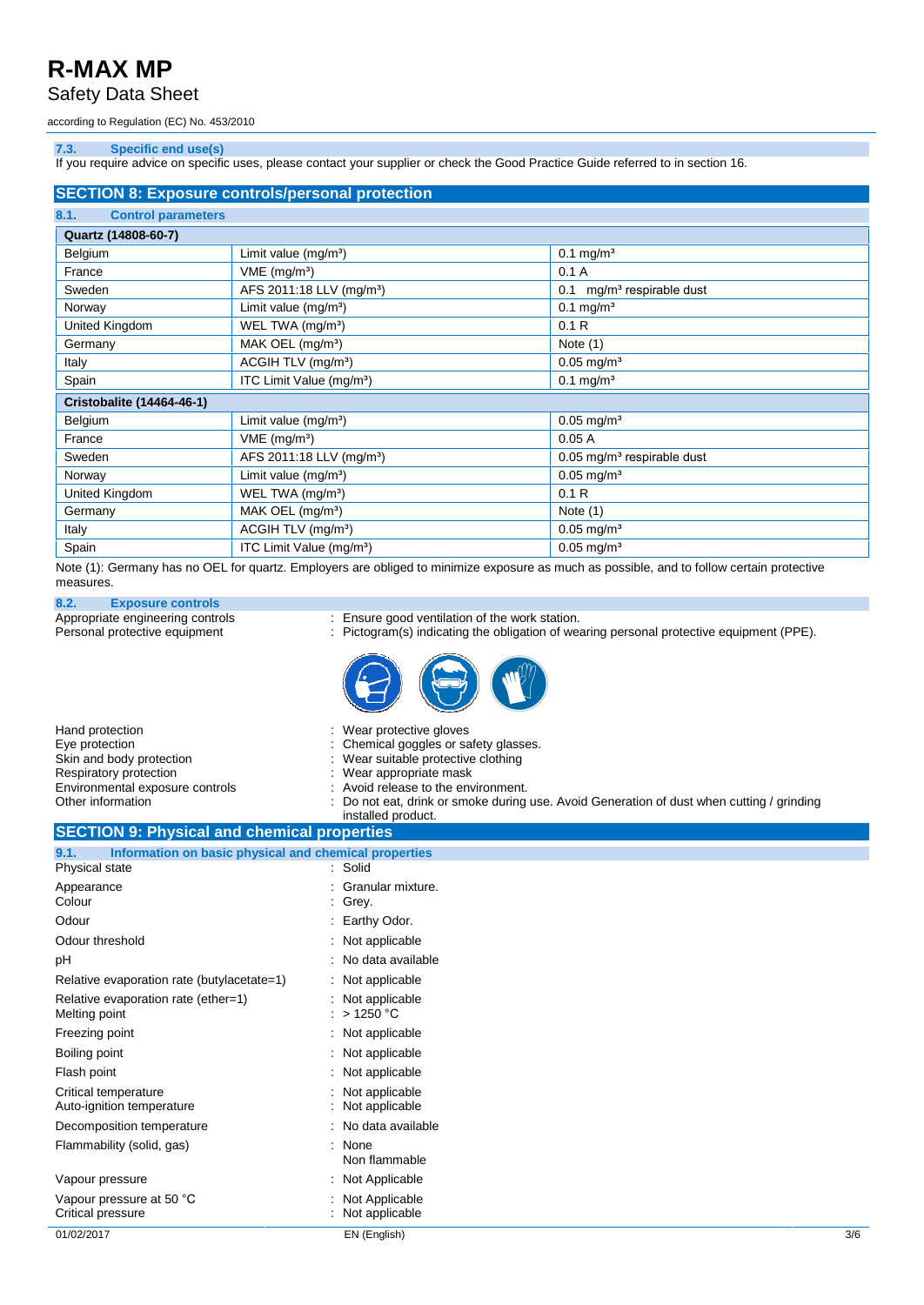### 7.3. Specific end use(s)

If you require advice on specific uses, please contact your supplier or check the Good Practice Guide referred to in section 16.

## SECTION 8: Exposure controls/personal protection

### 8.1. Control parameters

| Quartz (14808-60-7) | | |
|---|---|---|
| Belgium | Limit value (mg/m³) | 0.1 mg/m³ |
| France | VME (mg/m³) | 0.1 A |
| Sweden | AFS 2011:18 LLV (mg/m³) | 0.1 mg/m³ respirable dust |
| Norway | Limit value (mg/m³) | 0.1 mg/m³ |
| United Kingdom | WEL TWA (mg/m³) | 0.1 R |
| Germany | MAK OEL (mg/m³) | Note (1) |
| Italy | ACGIH TLV (mg/m³) | 0.05 mg/m³ |
| Spain | ITC Limit Value (mg/m³) | 0.1 mg/m³ |
| **Cristobalite (14464-46-1)** | | |
| Belgium | Limit value (mg/m³) | 0.05 mg/m³ |
| France | VME (mg/m³) | 0.05 A |
| Sweden | AFS 2011:18 LLV (mg/m³) | 0.05 mg/m³ respirable dust |
| Norway | Limit value (mg/m³) | 0.05 mg/m³ |
| United Kingdom | WEL TWA (mg/m³) | 0.1 R |
| Germany | MAK OEL (mg/m³) | Note (1) |
| Italy | ACGIH TLV (mg/m³) | 0.05 mg/m³ |
| Spain | ITC Limit Value (mg/m³) | 0.05 mg/m³ |

Note (1): Germany has no OEL for quartz. Employers are obliged to minimize exposure as much as possible, and to follow certain protective measures.

### 8.2. Exposure controls

Appropriate engineering controls : Ensure good ventilation of the work station.

Personal protective equipment : Pictogram(s) indicating the obligation of wearing personal protective equipment (PPE).

Hand protection : Wear protective gloves

Eye protection : Chemical goggles or safety glasses.

Skin and body protection : Wear suitable protective clothing

Respiratory protection : Wear appropriate mask

Environmental exposure controls : Avoid release to the environment.

Other information : Do not eat, drink or smoke during use. Avoid Generation of dust when cutting / grinding installed product.

## SECTION 9: Physical and chemical properties

### 9.1. Information on basic physical and chemical properties

Physical state : Solid

Appearance : Granular mixture.

Colour : Grey.

Odour : Earthy Odor.

Odour threshold : Not applicable

pH : No data available

Relative evaporation rate (butylacetate=1) : Not applicable

Relative evaporation rate (ether=1) : Not applicable

Melting point : > 1250 °C

Freezing point : Not applicable

Boiling point : Not applicable

Flash point : Not applicable

Critical temperature : Not applicable

Auto-ignition temperature : Not applicable

Decomposition temperature : No data available

Flammability (solid, gas) : None
Non flammable

Vapour pressure : Not Applicable

Vapour pressure at 50 °C : Not Applicable

Critical pressure : Not applicable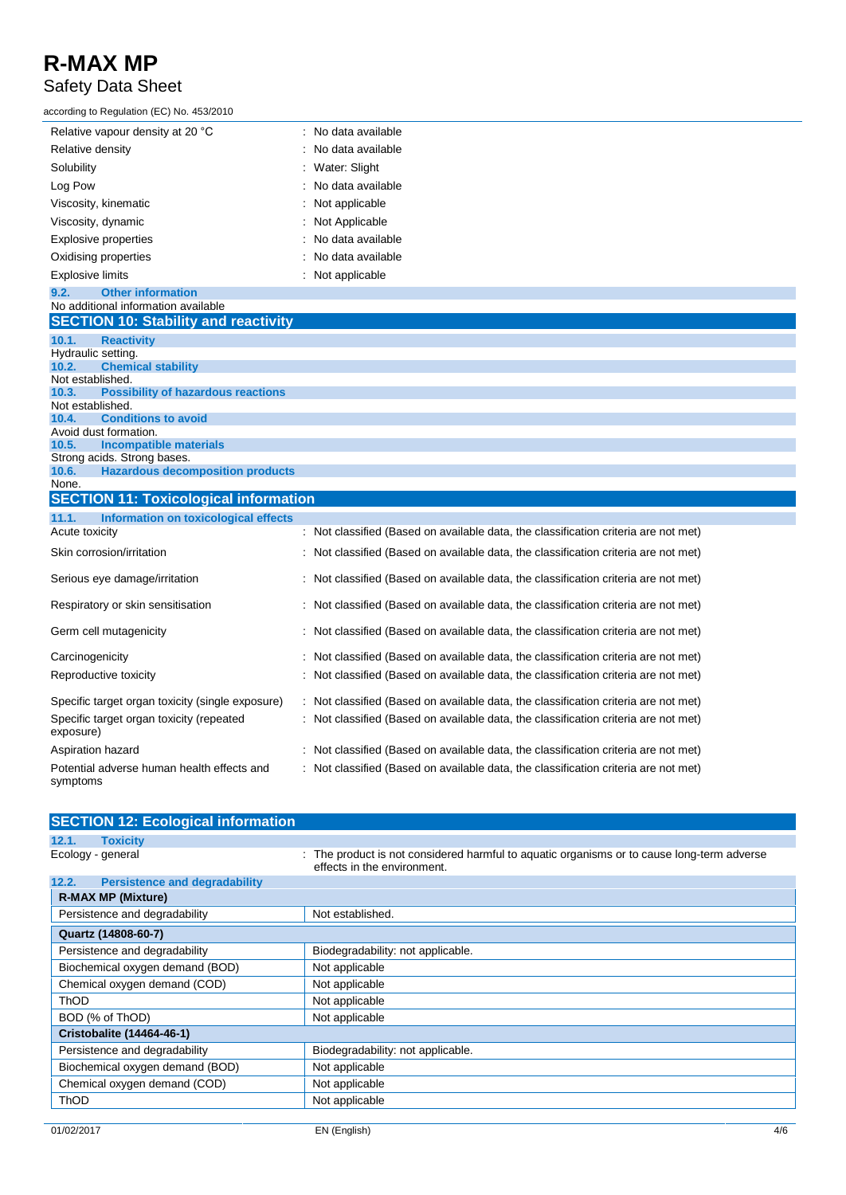| | |
|---|---|
| Relative vapour density at 20 °C | : No data available |
| Relative density | : No data available |
| Solubility | : Water: Slight |
| Log Pow | : No data available |
| Viscosity, kinematic | : Not applicable |
| Viscosity, dynamic | : Not Applicable |
| Explosive properties | : No data available |
| Oxidising properties | : No data available |
| Explosive limits | : Not applicable |

### 9.2. Other information

No additional information available

## SECTION 10: Stability and reactivity

### 10.1. Reactivity

Hydraulic setting.

### 10.2. Chemical stability

Not established.

### 10.3. Possibility of hazardous reactions

Not established.

### 10.4. Conditions to avoid

Avoid dust formation.

### 10.5. Incompatible materials

Strong acids. Strong bases.

### 10.6. Hazardous decomposition products

None.

## SECTION 11: Toxicological information

### 11.1. Information on toxicological effects

| | |
|---|---|
| Acute toxicity | : Not classified (Based on available data, the classification criteria are not met) |
| Skin corrosion/irritation | : Not classified (Based on available data, the classification criteria are not met) |
| Serious eye damage/irritation | : Not classified (Based on available data, the classification criteria are not met) |
| Respiratory or skin sensitisation | : Not classified (Based on available data, the classification criteria are not met) |
| Germ cell mutagenicity | : Not classified (Based on available data, the classification criteria are not met) |
| Carcinogenicity | : Not classified (Based on available data, the classification criteria are not met) |
| Reproductive toxicity | : Not classified (Based on available data, the classification criteria are not met) |
| Specific target organ toxicity (single exposure) | : Not classified (Based on available data, the classification criteria are not met) |
| Specific target organ toxicity (repeated exposure) | : Not classified (Based on available data, the classification criteria are not met) |
| Aspiration hazard | : Not classified (Based on available data, the classification criteria are not met) |
| Potential adverse human health effects and symptoms | : Not classified (Based on available data, the classification criteria are not met) |

## SECTION 12: Ecological information

### 12.1. Toxicity

| | |
|---|---|
| Ecology - general | : The product is not considered harmful to aquatic organisms or to cause long-term adverse effects in the environment. |

### 12.2. Persistence and degradability

| | |
|---|---|
| **R-MAX MP (Mixture)** | |
| Persistence and degradability | Not established. |
| **Quartz (14808-60-7)** | |
| Persistence and degradability | Biodegradability: not applicable. |
| Biochemical oxygen demand (BOD) | Not applicable |
| Chemical oxygen demand (COD) | Not applicable |
| ThOD | Not applicable |
| BOD (% of ThOD) | Not applicable |
| **Cristobalite (14464-46-1)** | |
| Persistence and degradability | Biodegradability: not applicable. |
| Biochemical oxygen demand (BOD) | Not applicable |
| Chemical oxygen demand (COD) | Not applicable |
| ThOD | Not applicable |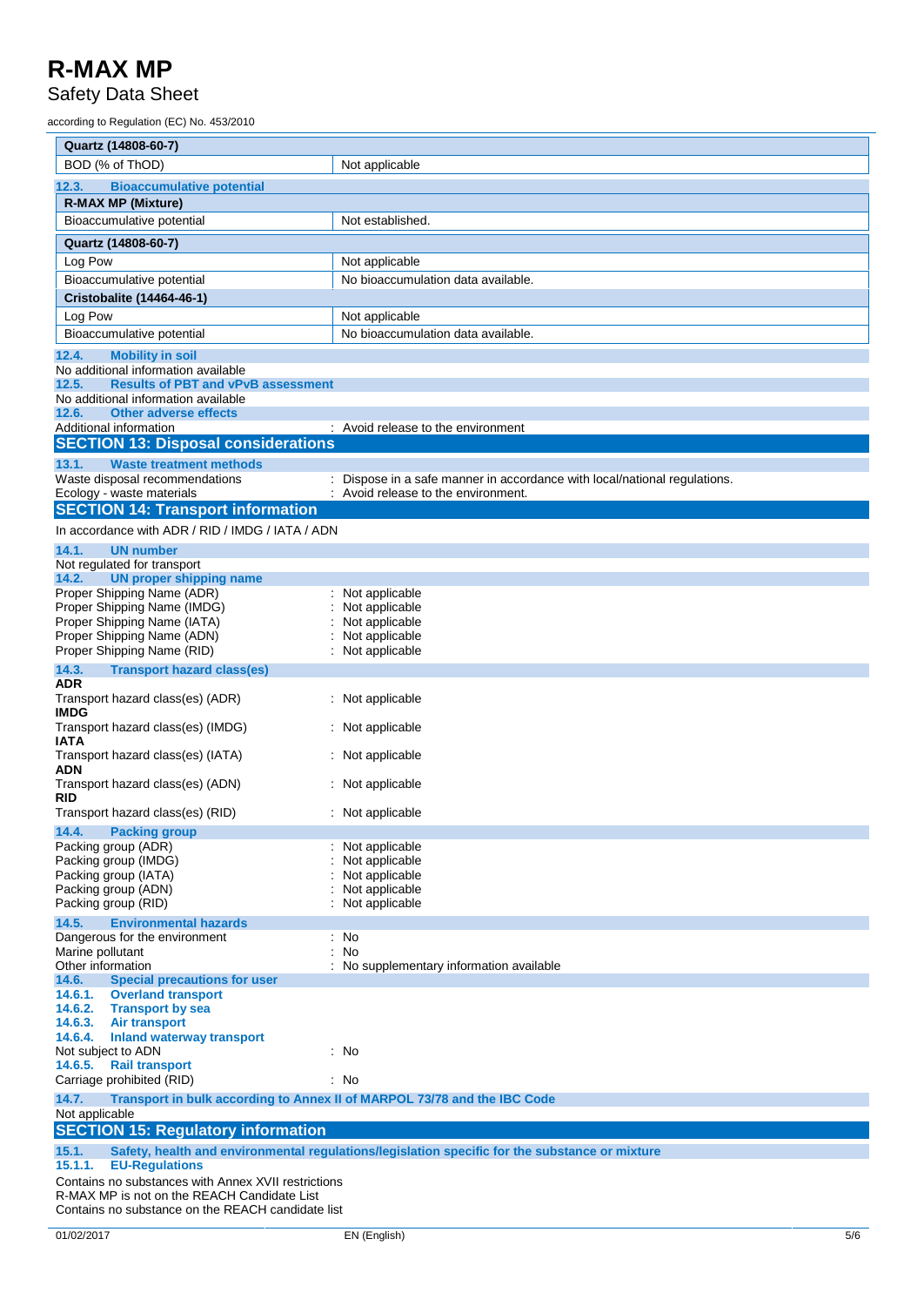| Quartz (14808-60-7) | |
|---|---|
| BOD (% of ThOD) | Not applicable |

### 12.3. Bioaccumulative potential

| R-MAX MP (Mixture) | |
|---|---|
| Bioaccumulative potential | Not established. |

| Quartz (14808-60-7) | |
|---|---|
| Log Pow | Not applicable |
| Bioaccumulative potential | No bioaccumulation data available. |
| **Cristobalite (14464-46-1)** | |
| Log Pow | Not applicable |
| Bioaccumulative potential | No bioaccumulation data available. |

### 12.4. Mobility in soil

No additional information available

### 12.5. Results of PBT and vPvB assessment

No additional information available

### 12.6. Other adverse effects

Additional information : Avoid release to the environment

## SECTION 13: Disposal considerations

### 13.1. Waste treatment methods

Waste disposal recommendations : Dispose in a safe manner in accordance with local/national regulations.
Ecology - waste materials : Avoid release to the environment.

## SECTION 14: Transport information

In accordance with ADR / RID / IMDG / IATA / ADN

### 14.1. UN number

Not regulated for transport

### 14.2. UN proper shipping name

Proper Shipping Name (ADR) : Not applicable
Proper Shipping Name (IMDG) : Not applicable
Proper Shipping Name (IATA) : Not applicable
Proper Shipping Name (ADN) : Not applicable
Proper Shipping Name (RID) : Not applicable

### 14.3. Transport hazard class(es)

**ADR**
Transport hazard class(es) (ADR) : Not applicable
**IMDG**
Transport hazard class(es) (IMDG) : Not applicable
**IATA**
Transport hazard class(es) (IATA) : Not applicable
**ADN**
Transport hazard class(es) (ADN) : Not applicable
**RID**
Transport hazard class(es) (RID) : Not applicable

### 14.4. Packing group

Packing group (ADR) : Not applicable
Packing group (IMDG) : Not applicable
Packing group (IATA) : Not applicable
Packing group (ADN) : Not applicable
Packing group (RID) : Not applicable

### 14.5. Environmental hazards

Dangerous for the environment : No
Marine pollutant : No
Other information : No supplementary information available

### 14.6. Special precautions for user

#### 14.6.1. Overland transport

#### 14.6.2. Transport by sea

#### 14.6.3. Air transport

#### 14.6.4. Inland waterway transport

Not subject to ADN : No

#### 14.6.5. Rail transport

Carriage prohibited (RID) : No

### 14.7. Transport in bulk according to Annex II of MARPOL 73/78 and the IBC Code

Not applicable

## SECTION 15: Regulatory information

### 15.1. Safety, health and environmental regulations/legislation specific for the substance or mixture

#### 15.1.1. EU-Regulations

Contains no substances with Annex XVII restrictions
R-MAX MP is not on the REACH Candidate List
Contains no substance on the REACH candidate list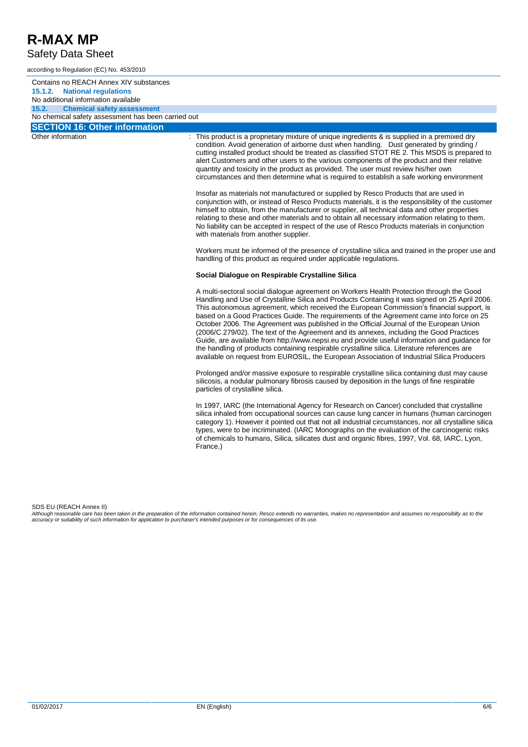Contains no REACH Annex XIV substances

#### 15.1.2. National regulations

No additional information available

### 15.2. Chemical safety assessment

No chemical safety assessment has been carried out

## SECTION 16: Other information

Other information : This product is a proprietary mixture of unique ingredients & is supplied in a premixed dry condition. Avoid generation of airborne dust when handling. Dust generated by grinding / cutting installed product should be treated as classified STOT RE 2. This MSDS is prepared to alert Customers and other users to the various components of the product and their relative quantity and toxicity in the product as provided. The user must review his/her own circumstances and then determine what is required to establish a safe working environment

Insofar as materials not manufactured or supplied by Resco Products that are used in conjunction with, or instead of Resco Products materials, it is the responsibility of the customer himself to obtain, from the manufacturer or supplier, all technical data and other properties relating to these and other materials and to obtain all necessary information relating to them. No liability can be accepted in respect of the use of Resco Products materials in conjunction with materials from another supplier.

Workers must be informed of the presence of crystalline silica and trained in the proper use and handling of this product as required under applicable regulations.

**Social Dialogue on Respirable Crystalline Silica**

A multi-sectoral social dialogue agreement on Workers Health Protection through the Good Handling and Use of Crystalline Silica and Products Containing it was signed on 25 April 2006. This autonomous agreement, which received the European Commission's financial support, is based on a Good Practices Guide. The requirements of the Agreement came into force on 25 October 2006. The Agreement was published in the Official Journal of the European Union (2006/C 279/02). The text of the Agreement and its annexes, including the Good Practices Guide, are available from http://www.nepsi.eu and provide useful information and guidance for the handling of products containing respirable crystalline silica. Literature references are available on request from EUROSIL, the European Association of Industrial Silica Producers

Prolonged and/or massive exposure to respirable crystalline silica containing dust may cause silicosis, a nodular pulmonary fibrosis caused by deposition in the lungs of fine respirable particles of crystalline silica.

In 1997, IARC (the International Agency for Research on Cancer) concluded that crystalline silica inhaled from occupational sources can cause lung cancer in humans (human carcinogen category 1). However it pointed out that not all industrial circumstances, nor all crystalline silica types, were to be incriminated. (IARC Monographs on the evaluation of the carcinogenic risks of chemicals to humans, Silica, silicates dust and organic fibres, 1997, Vol. 68, IARC, Lyon, France.)

SDS EU (REACH Annex II)

*Although reasonable care has been taken in the preparation of the information contained herein, Resco extends no warranties, makes no representation and assumes no responsibilty as to the accuracy or suitability of such information for application to purchaser's intended purposes or for consequences of its use.*